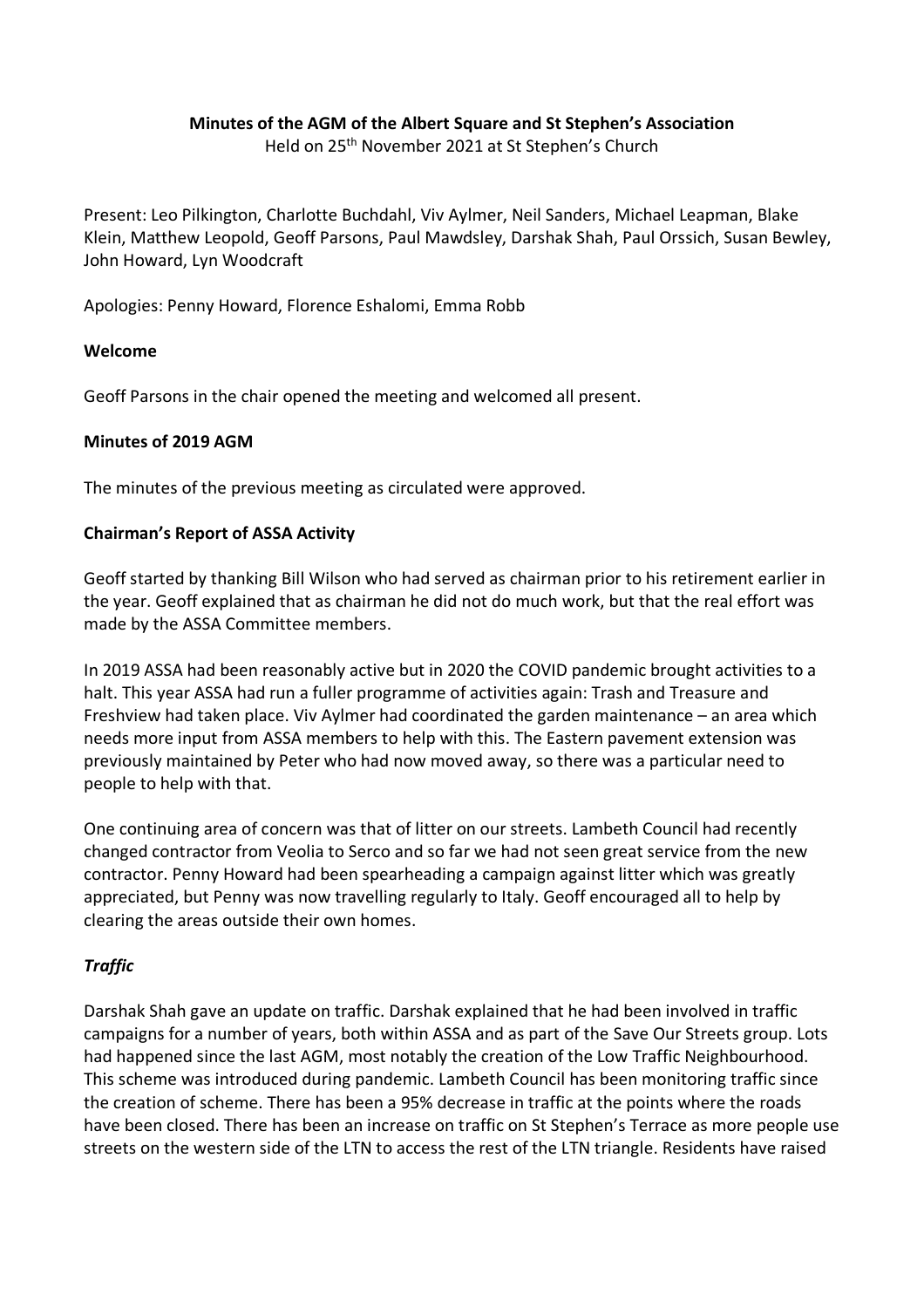**Minutes of the AGM of the Albert Square and St Stephen's Association**

Held on 25th November 2021 at St Stephen's Church

Present: Leo Pilkington, Charlotte Buchdahl, Viv Aylmer, Neil Sanders, Michael Leapman, Blake Klein, Matthew Leopold, Geoff Parsons, Paul Mawdsley, Darshak Shah, Paul Orssich, Susan Bewley, John Howard, Lyn Woodcraft

Apologies: Penny Howard, Florence Eshalomi, Emma Robb

**Welcome**

Geoff Parsons in the chair opened the meeting and welcomed all present.

**Minutes of 2019 AGM**

The minutes of the previous meeting as circulated were approved.

**Chairman's Report of ASSA Activity**

Geoff started by thanking Bill Wilson who had served as chairman prior to his retirement earlier in the year. Geoff explained that as chairman he did not do much work, but that the real effort was made by the ASSA Committee members.

In 2019 ASSA had been reasonably active but in 2020 the COVID pandemic brought activities to a halt. This year ASSA had run a fuller programme of activities again: Trash and Treasure and Freshview had taken place. Viv Aylmer had coordinated the garden maintenance – an area which needs more input from ASSA members to help with this. The Eastern pavement extension was previously maintained by Peter who had now moved away, so there was a particular need to people to help with that.

One continuing area of concern was that of litter on our streets. Lambeth Council had recently changed contractor from Veolia to Serco and so far we had not seen great service from the new contractor. Penny Howard had been spearheading a campaign against litter which was greatly appreciated, but Penny was now travelling regularly to Italy. Geoff encouraged all to help by clearing the areas outside their own homes.

***Traffic***

Darshak Shah gave an update on traffic. Darshak explained that he had been involved in traffic campaigns for a number of years, both within ASSA and as part of the Save Our Streets group. Lots had happened since the last AGM, most notably the creation of the Low Traffic Neighbourhood. This scheme was introduced during pandemic. Lambeth Council has been monitoring traffic since the creation of scheme. There has been a 95% decrease in traffic at the points where the roads have been closed. There has been an increase on traffic on St Stephen's Terrace as more people use streets on the western side of the LTN to access the rest of the LTN triangle. Residents have raised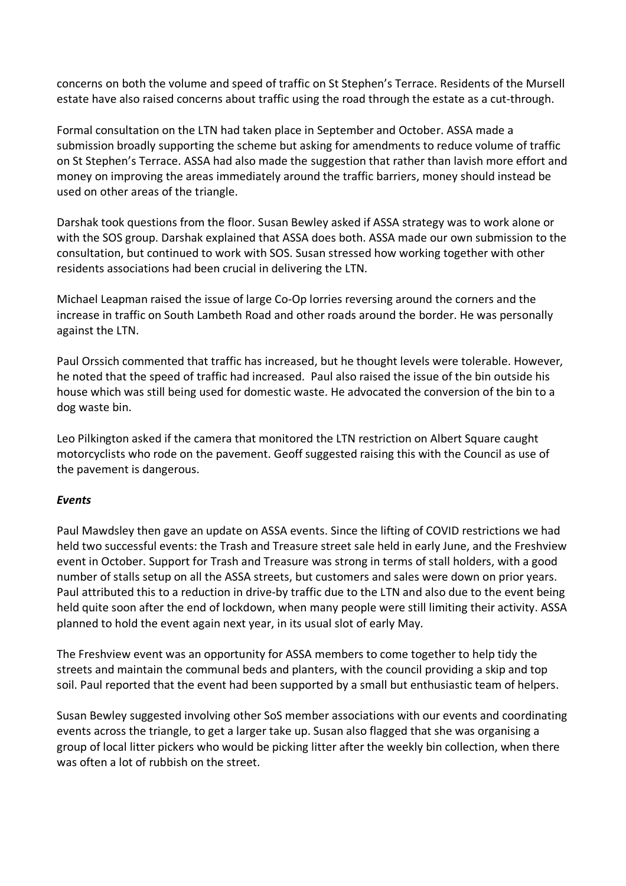concerns on both the volume and speed of traffic on St Stephen's Terrace. Residents of the Mursell estate have also raised concerns about traffic using the road through the estate as a cut-through.

Formal consultation on the LTN had taken place in September and October. ASSA made a submission broadly supporting the scheme but asking for amendments to reduce volume of traffic on St Stephen's Terrace. ASSA had also made the suggestion that rather than lavish more effort and money on improving the areas immediately around the traffic barriers, money should instead be used on other areas of the triangle.

Darshak took questions from the floor. Susan Bewley asked if ASSA strategy was to work alone or with the SOS group. Darshak explained that ASSA does both. ASSA made our own submission to the consultation, but continued to work with SOS. Susan stressed how working together with other residents associations had been crucial in delivering the LTN.

Michael Leapman raised the issue of large Co-Op lorries reversing around the corners and the increase in traffic on South Lambeth Road and other roads around the border. He was personally against the LTN.

Paul Orssich commented that traffic has increased, but he thought levels were tolerable. However, he noted that the speed of traffic had increased. Paul also raised the issue of the bin outside his house which was still being used for domestic waste. He advocated the conversion of the bin to a dog waste bin.

Leo Pilkington asked if the camera that monitored the LTN restriction on Albert Square caught motorcyclists who rode on the pavement. Geoff suggested raising this with the Council as use of the pavement is dangerous.

***Events***

Paul Mawdsley then gave an update on ASSA events. Since the lifting of COVID restrictions we had held two successful events: the Trash and Treasure street sale held in early June, and the Freshview event in October. Support for Trash and Treasure was strong in terms of stall holders, with a good number of stalls setup on all the ASSA streets, but customers and sales were down on prior years. Paul attributed this to a reduction in drive-by traffic due to the LTN and also due to the event being held quite soon after the end of lockdown, when many people were still limiting their activity. ASSA planned to hold the event again next year, in its usual slot of early May.

The Freshview event was an opportunity for ASSA members to come together to help tidy the streets and maintain the communal beds and planters, with the council providing a skip and top soil. Paul reported that the event had been supported by a small but enthusiastic team of helpers.

Susan Bewley suggested involving other SoS member associations with our events and coordinating events across the triangle, to get a larger take up. Susan also flagged that she was organising a group of local litter pickers who would be picking litter after the weekly bin collection, when there was often a lot of rubbish on the street.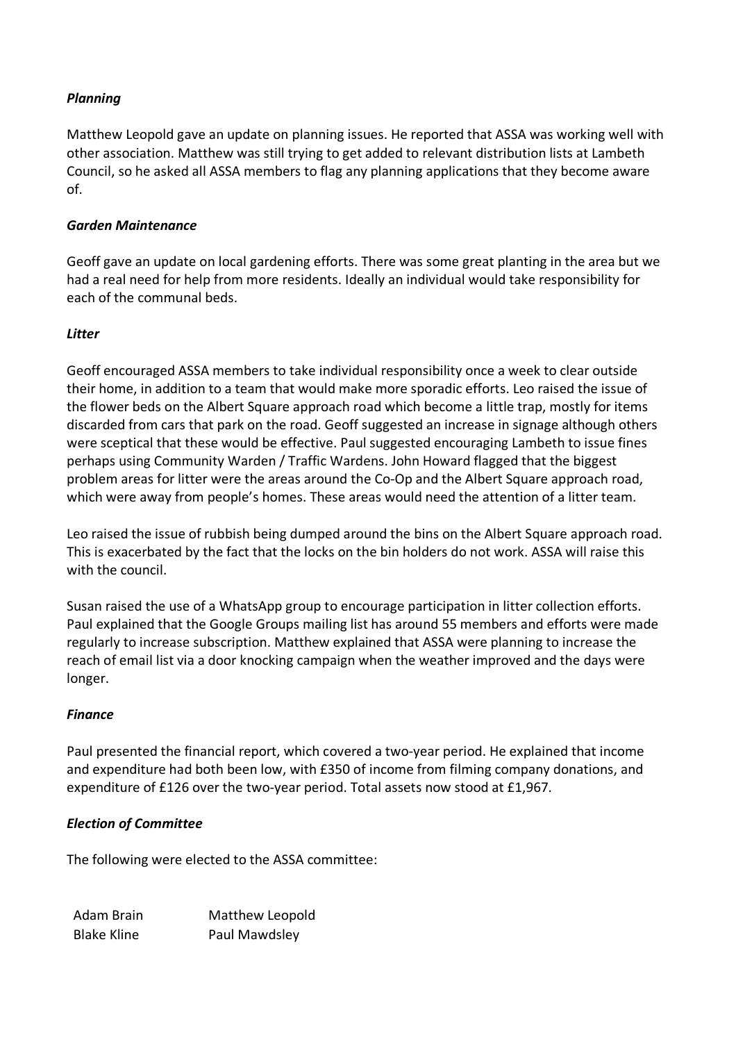***Planning***

Matthew Leopold gave an update on planning issues. He reported that ASSA was working well with other association. Matthew was still trying to get added to relevant distribution lists at Lambeth Council, so he asked all ASSA members to flag any planning applications that they become aware of.

***Garden Maintenance***

Geoff gave an update on local gardening efforts. There was some great planting in the area but we had a real need for help from more residents. Ideally an individual would take responsibility for each of the communal beds.

***Litter***

Geoff encouraged ASSA members to take individual responsibility once a week to clear outside their home, in addition to a team that would make more sporadic efforts. Leo raised the issue of the flower beds on the Albert Square approach road which become a little trap, mostly for items discarded from cars that park on the road. Geoff suggested an increase in signage although others were sceptical that these would be effective. Paul suggested encouraging Lambeth to issue fines perhaps using Community Warden / Traffic Wardens. John Howard flagged that the biggest problem areas for litter were the areas around the Co-Op and the Albert Square approach road, which were away from people's homes. These areas would need the attention of a litter team.

Leo raised the issue of rubbish being dumped around the bins on the Albert Square approach road. This is exacerbated by the fact that the locks on the bin holders do not work. ASSA will raise this with the council.

Susan raised the use of a WhatsApp group to encourage participation in litter collection efforts. Paul explained that the Google Groups mailing list has around 55 members and efforts were made regularly to increase subscription. Matthew explained that ASSA were planning to increase the reach of email list via a door knocking campaign when the weather improved and the days were longer.

***Finance***

Paul presented the financial report, which covered a two-year period. He explained that income and expenditure had both been low, with £350 of income from filming company donations, and expenditure of £126 over the two-year period. Total assets now stood at £1,967.

***Election of Committee***

The following were elected to the ASSA committee:

| | |
|---|---|
| Adam Brain | Matthew Leopold |
| Blake Kline | Paul Mawdsley |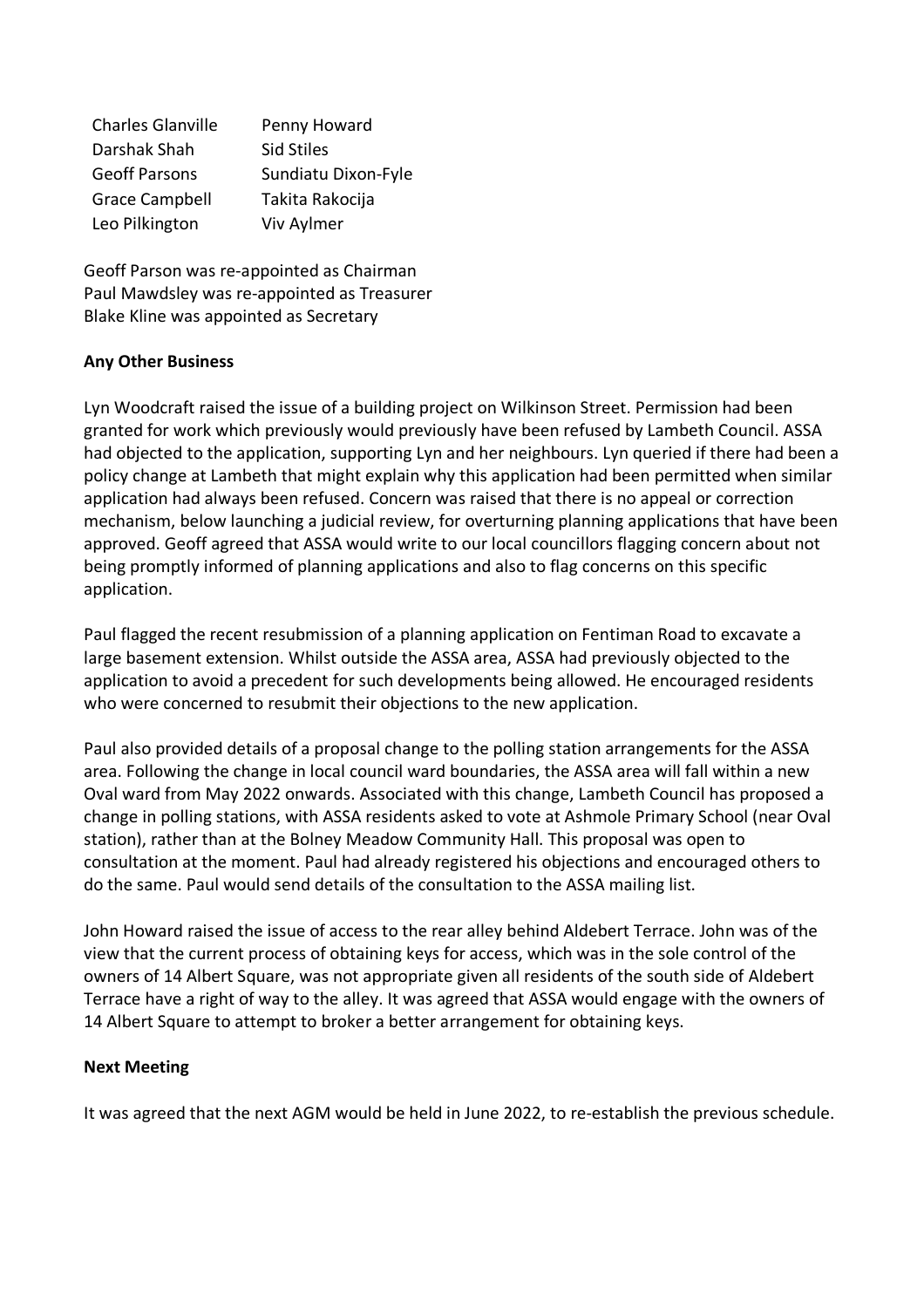| | |
|---|---|
| Charles Glanville | Penny Howard |
| Darshak Shah | Sid Stiles |
| Geoff Parsons | Sundiatu Dixon-Fyle |
| Grace Campbell | Takita Rakocija |
| Leo Pilkington | Viv Aylmer |

Geoff Parson was re-appointed as Chairman
Paul Mawdsley was re-appointed as Treasurer
Blake Kline was appointed as Secretary

**Any Other Business**

Lyn Woodcraft raised the issue of a building project on Wilkinson Street. Permission had been granted for work which previously would previously have been refused by Lambeth Council. ASSA had objected to the application, supporting Lyn and her neighbours. Lyn queried if there had been a policy change at Lambeth that might explain why this application had been permitted when similar application had always been refused. Concern was raised that there is no appeal or correction mechanism, below launching a judicial review, for overturning planning applications that have been approved. Geoff agreed that ASSA would write to our local councillors flagging concern about not being promptly informed of planning applications and also to flag concerns on this specific application.

Paul flagged the recent resubmission of a planning application on Fentiman Road to excavate a large basement extension. Whilst outside the ASSA area, ASSA had previously objected to the application to avoid a precedent for such developments being allowed. He encouraged residents who were concerned to resubmit their objections to the new application.

Paul also provided details of a proposal change to the polling station arrangements for the ASSA area. Following the change in local council ward boundaries, the ASSA area will fall within a new Oval ward from May 2022 onwards. Associated with this change, Lambeth Council has proposed a change in polling stations, with ASSA residents asked to vote at Ashmole Primary School (near Oval station), rather than at the Bolney Meadow Community Hall. This proposal was open to consultation at the moment. Paul had already registered his objections and encouraged others to do the same. Paul would send details of the consultation to the ASSA mailing list.

John Howard raised the issue of access to the rear alley behind Aldebert Terrace. John was of the view that the current process of obtaining keys for access, which was in the sole control of the owners of 14 Albert Square, was not appropriate given all residents of the south side of Aldebert Terrace have a right of way to the alley. It was agreed that ASSA would engage with the owners of 14 Albert Square to attempt to broker a better arrangement for obtaining keys.

**Next Meeting**

It was agreed that the next AGM would be held in June 2022, to re-establish the previous schedule.